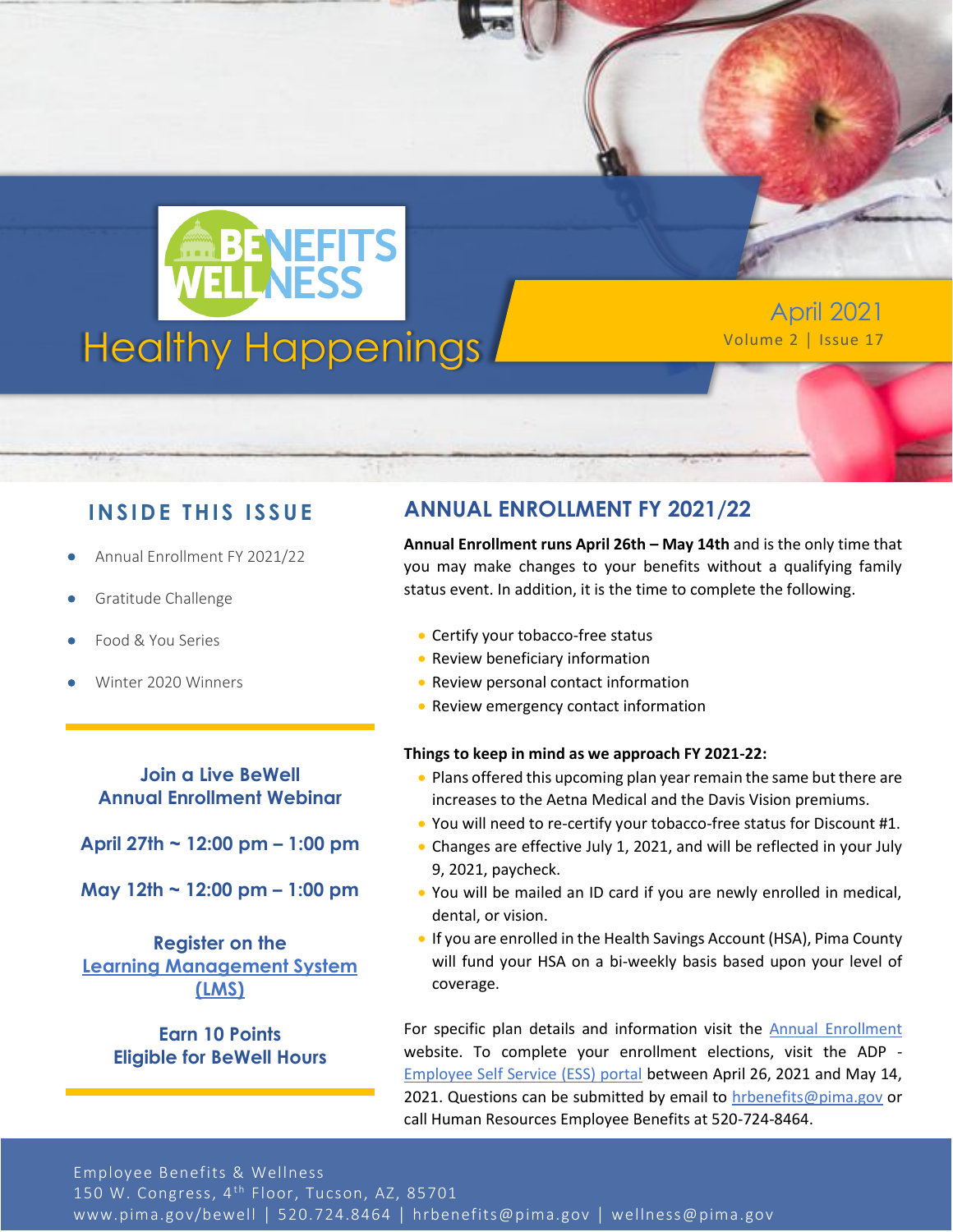# Healthy Happenings

BENEFITS WELLNESS

April 2021
Volume 2 | Issue 17

## INSIDE THIS ISSUE

- Annual Enrollment FY 2021/22
- Gratitude Challenge
- Food & You Series
- Winter 2020 Winners

**Join a Live BeWell Annual Enrollment Webinar**

**April 27th ~ 12:00 pm – 1:00 pm**

**May 12th ~ 12:00 pm – 1:00 pm**

**Register on the Learning Management System (LMS)**

**Earn 10 Points**
**Eligible for BeWell Hours**

## ANNUAL ENROLLMENT FY 2021/22

**Annual Enrollment runs April 26th – May 14th** and is the only time that you may make changes to your benefits without a qualifying family status event. In addition, it is the time to complete the following.

- Certify your tobacco-free status
- Review beneficiary information
- Review personal contact information
- Review emergency contact information

**Things to keep in mind as we approach FY 2021-22:**

- Plans offered this upcoming plan year remain the same but there are increases to the Aetna Medical and the Davis Vision premiums.
- You will need to re-certify your tobacco-free status for Discount #1.
- Changes are effective July 1, 2021, and will be reflected in your July 9, 2021, paycheck.
- You will be mailed an ID card if you are newly enrolled in medical, dental, or vision.
- If you are enrolled in the Health Savings Account (HSA), Pima County will fund your HSA on a bi-weekly basis based upon your level of coverage.

For specific plan details and information visit the Annual Enrollment website. To complete your enrollment elections, visit the ADP - Employee Self Service (ESS) portal between April 26, 2021 and May 14, 2021. Questions can be submitted by email to hrbenefits@pima.gov or call Human Resources Employee Benefits at 520-724-8464.

Employee Benefits & Wellness
150 W. Congress, 4th Floor, Tucson, AZ, 85701
www.pima.gov/bewell | 520.724.8464 | hrbenefits@pima.gov | wellness@pima.gov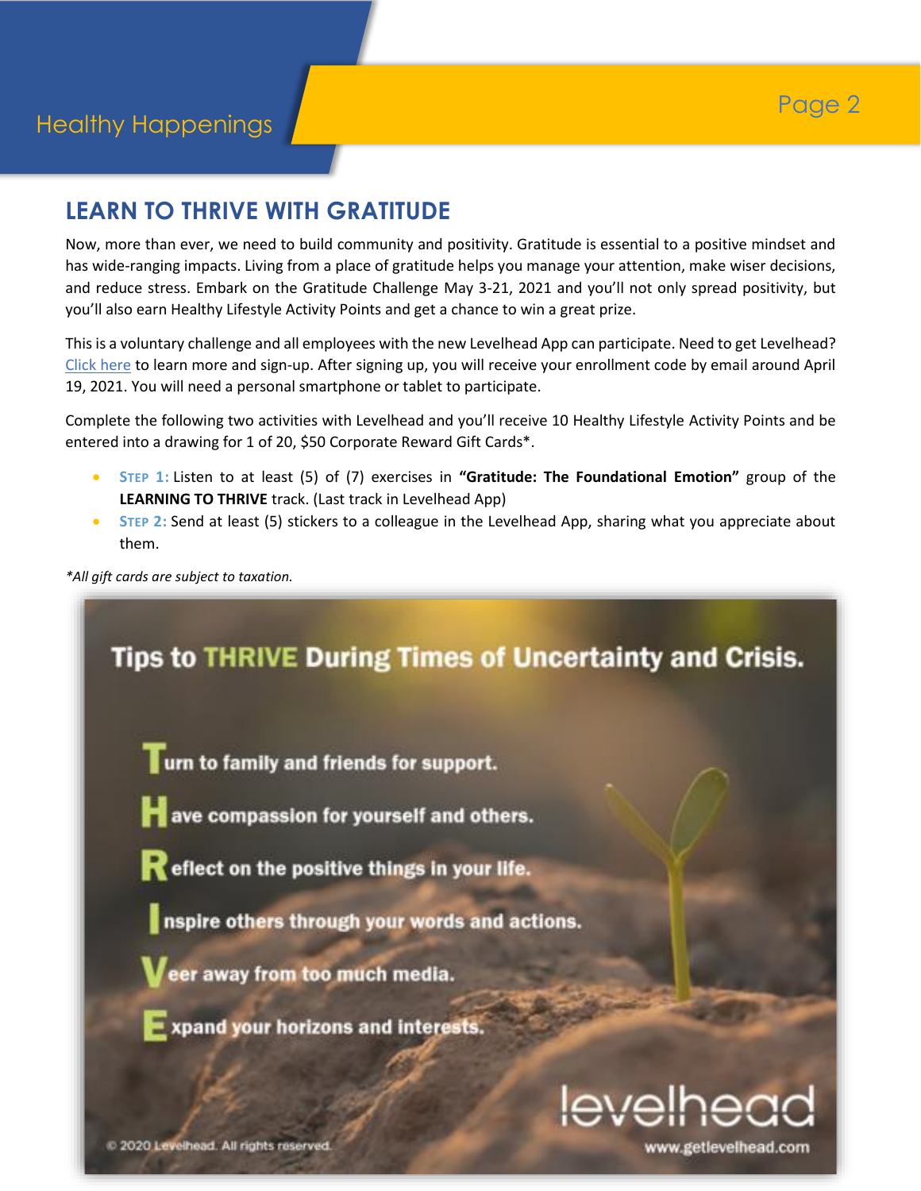## LEARN TO THRIVE WITH GRATITUDE

Now, more than ever, we need to build community and positivity. Gratitude is essential to a positive mindset and has wide-ranging impacts. Living from a place of gratitude helps you manage your attention, make wiser decisions, and reduce stress. Embark on the Gratitude Challenge May 3-21, 2021 and you'll not only spread positivity, but you'll also earn Healthy Lifestyle Activity Points and get a chance to win a great prize.

This is a voluntary challenge and all employees with the new Levelhead App can participate. Need to get Levelhead? Click here to learn more and sign-up. After signing up, you will receive your enrollment code by email around April 19, 2021. You will need a personal smartphone or tablet to participate.

Complete the following two activities with Levelhead and you'll receive 10 Healthy Lifestyle Activity Points and be entered into a drawing for 1 of 20, $50 Corporate Reward Gift Cards*.

- **STEP 1:** Listen to at least (5) of (7) exercises in **"Gratitude: The Foundational Emotion"** group of the **LEARNING TO THRIVE** track. (Last track in Levelhead App)
- **STEP 2:** Send at least (5) stickers to a colleague in the Levelhead App, sharing what you appreciate about them.

*\*All gift cards are subject to taxation.*

### Tips to THRIVE During Times of Uncertainty and Crisis.

**T**urn to family and friends for support.

**H**ave compassion for yourself and others.

**R**eflect on the positive things in your life.

**I**nspire others through your words and actions.

**V**eer away from too much media.

**E**xpand your horizons and interests.

levelhead

© 2020 Levelhead. All rights reserved.

www.getlevelhead.com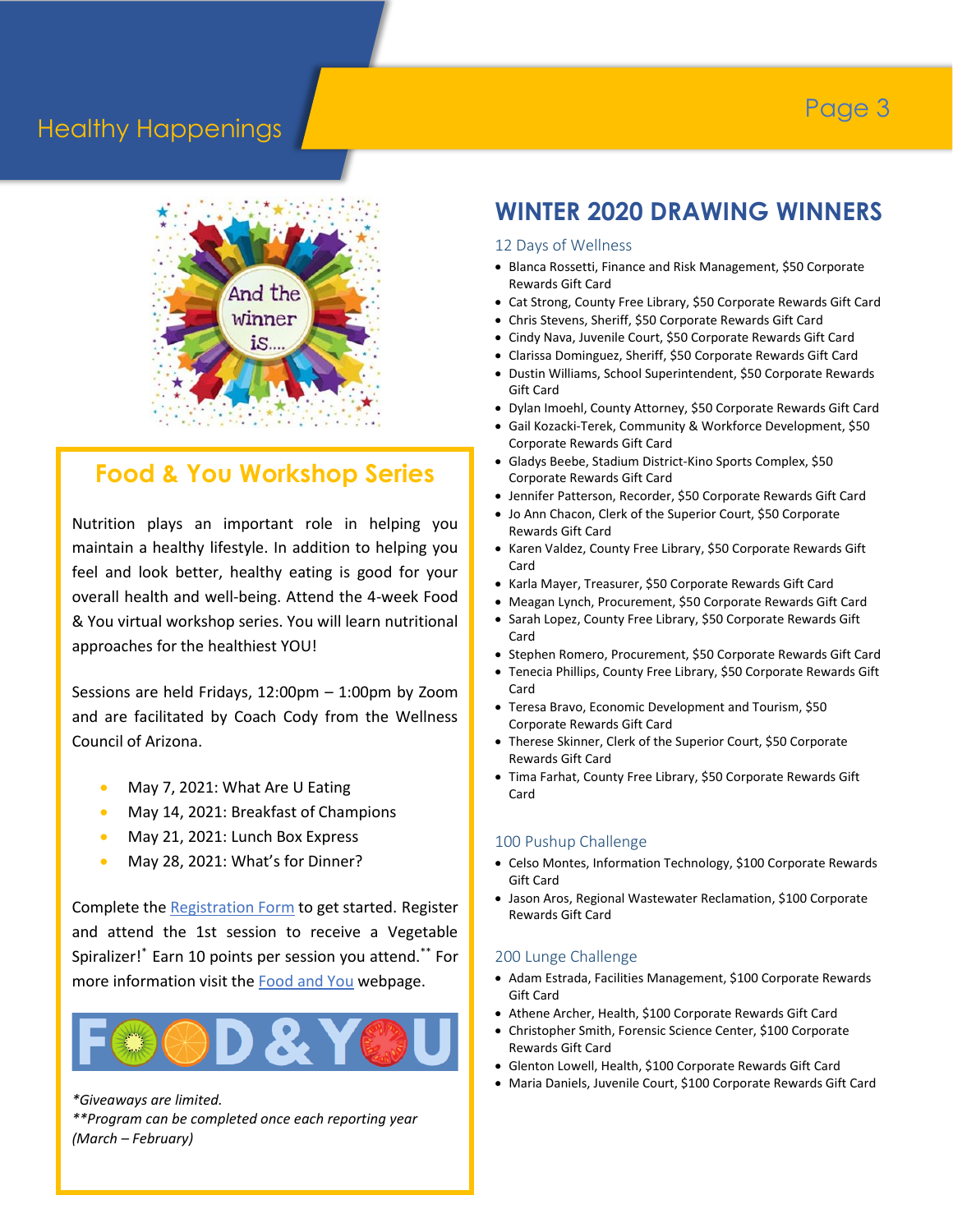## Food & You Workshop Series

Nutrition plays an important role in helping you maintain a healthy lifestyle. In addition to helping you feel and look better, healthy eating is good for your overall health and well-being. Attend the 4-week Food & You virtual workshop series. You will learn nutritional approaches for the healthiest YOU!

Sessions are held Fridays, 12:00pm – 1:00pm by Zoom and are facilitated by Coach Cody from the Wellness Council of Arizona.

- May 7, 2021: What Are U Eating
- May 14, 2021: Breakfast of Champions
- May 21, 2021: Lunch Box Express
- May 28, 2021: What's for Dinner?

Complete the Registration Form to get started. Register and attend the 1st session to receive a Vegetable Spiralizer!* Earn 10 points per session you attend.** For more information visit the Food and You webpage.

*\*Giveaways are limited.*
*\*\*Program can be completed once each reporting year (March – February)*

# WINTER 2020 DRAWING WINNERS

### 12 Days of Wellness

- Blanca Rossetti, Finance and Risk Management, $50 Corporate Rewards Gift Card
- Cat Strong, County Free Library, $50 Corporate Rewards Gift Card
- Chris Stevens, Sheriff, $50 Corporate Rewards Gift Card
- Cindy Nava, Juvenile Court, $50 Corporate Rewards Gift Card
- Clarissa Dominguez, Sheriff, $50 Corporate Rewards Gift Card
- Dustin Williams, School Superintendent, $50 Corporate Rewards Gift Card
- Dylan Imoehl, County Attorney, $50 Corporate Rewards Gift Card
- Gail Kozacki-Terek, Community & Workforce Development, $50 Corporate Rewards Gift Card
- Gladys Beebe, Stadium District-Kino Sports Complex, $50 Corporate Rewards Gift Card
- Jennifer Patterson, Recorder, $50 Corporate Rewards Gift Card
- Jo Ann Chacon, Clerk of the Superior Court, $50 Corporate Rewards Gift Card
- Karen Valdez, County Free Library, $50 Corporate Rewards Gift Card
- Karla Mayer, Treasurer, $50 Corporate Rewards Gift Card
- Meagan Lynch, Procurement, $50 Corporate Rewards Gift Card
- Sarah Lopez, County Free Library, $50 Corporate Rewards Gift Card
- Stephen Romero, Procurement, $50 Corporate Rewards Gift Card
- Tenecia Phillips, County Free Library, $50 Corporate Rewards Gift Card
- Teresa Bravo, Economic Development and Tourism, $50 Corporate Rewards Gift Card
- Therese Skinner, Clerk of the Superior Court, $50 Corporate Rewards Gift Card
- Tima Farhat, County Free Library, $50 Corporate Rewards Gift Card

### 100 Pushup Challenge

- Celso Montes, Information Technology, $100 Corporate Rewards Gift Card
- Jason Aros, Regional Wastewater Reclamation, $100 Corporate Rewards Gift Card

### 200 Lunge Challenge

- Adam Estrada, Facilities Management, $100 Corporate Rewards Gift Card
- Athene Archer, Health, $100 Corporate Rewards Gift Card
- Christopher Smith, Forensic Science Center, $100 Corporate Rewards Gift Card
- Glenton Lowell, Health, $100 Corporate Rewards Gift Card
- Maria Daniels, Juvenile Court, $100 Corporate Rewards Gift Card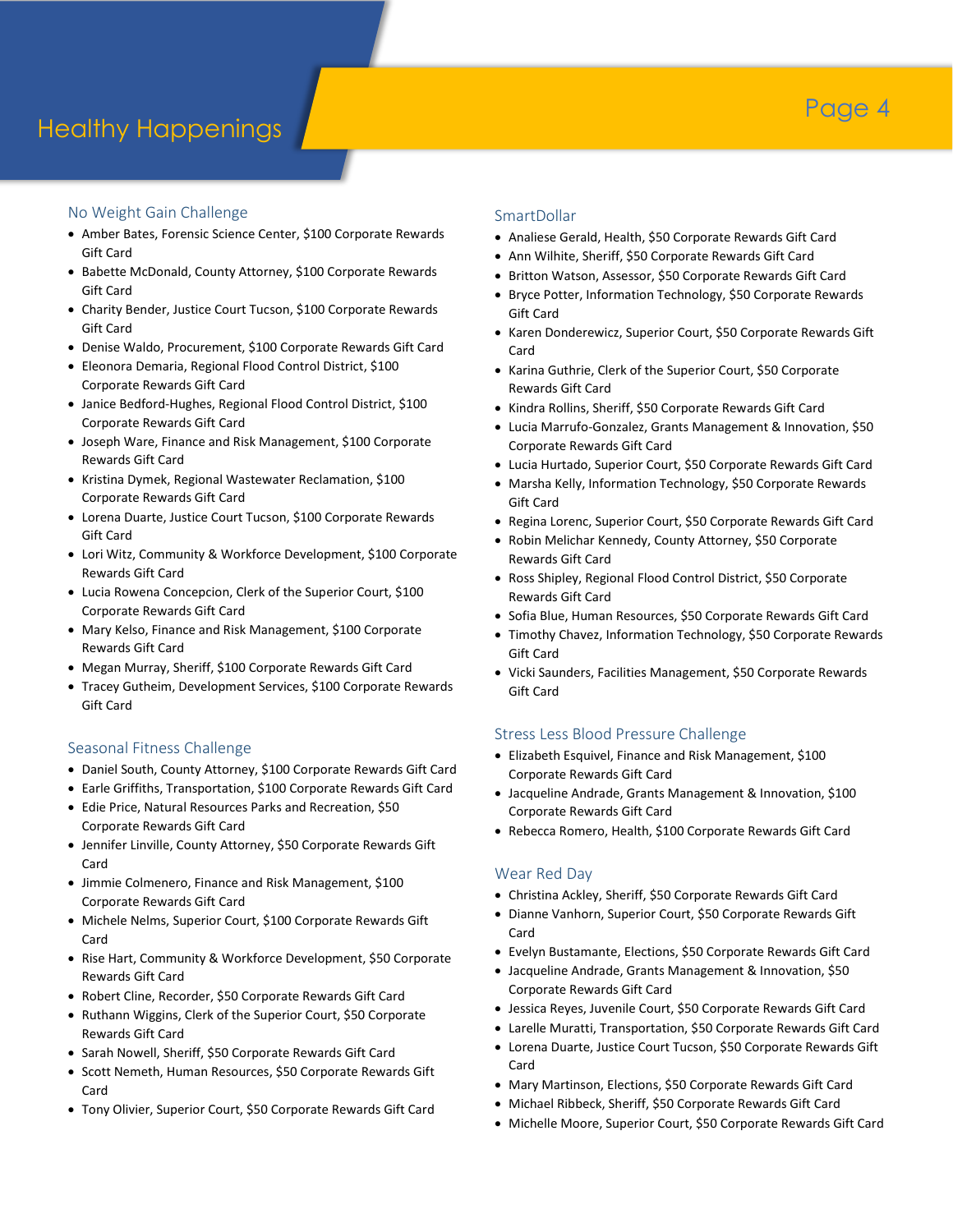## No Weight Gain Challenge

- Amber Bates, Forensic Science Center, $100 Corporate Rewards Gift Card
- Babette McDonald, County Attorney, $100 Corporate Rewards Gift Card
- Charity Bender, Justice Court Tucson, $100 Corporate Rewards Gift Card
- Denise Waldo, Procurement, $100 Corporate Rewards Gift Card
- Eleonora Demaria, Regional Flood Control District, $100 Corporate Rewards Gift Card
- Janice Bedford-Hughes, Regional Flood Control District, $100 Corporate Rewards Gift Card
- Joseph Ware, Finance and Risk Management, $100 Corporate Rewards Gift Card
- Kristina Dymek, Regional Wastewater Reclamation, $100 Corporate Rewards Gift Card
- Lorena Duarte, Justice Court Tucson, $100 Corporate Rewards Gift Card
- Lori Witz, Community & Workforce Development, $100 Corporate Rewards Gift Card
- Lucia Rowena Concepcion, Clerk of the Superior Court, $100 Corporate Rewards Gift Card
- Mary Kelso, Finance and Risk Management, $100 Corporate Rewards Gift Card
- Megan Murray, Sheriff, $100 Corporate Rewards Gift Card
- Tracey Gutheim, Development Services, $100 Corporate Rewards Gift Card

## Seasonal Fitness Challenge

- Daniel South, County Attorney, $100 Corporate Rewards Gift Card
- Earle Griffiths, Transportation, $100 Corporate Rewards Gift Card
- Edie Price, Natural Resources Parks and Recreation, $50 Corporate Rewards Gift Card
- Jennifer Linville, County Attorney, $50 Corporate Rewards Gift Card
- Jimmie Colmenero, Finance and Risk Management, $100 Corporate Rewards Gift Card
- Michele Nelms, Superior Court, $100 Corporate Rewards Gift Card
- Rise Hart, Community & Workforce Development, $50 Corporate Rewards Gift Card
- Robert Cline, Recorder, $50 Corporate Rewards Gift Card
- Ruthann Wiggins, Clerk of the Superior Court, $50 Corporate Rewards Gift Card
- Sarah Nowell, Sheriff, $50 Corporate Rewards Gift Card
- Scott Nemeth, Human Resources, $50 Corporate Rewards Gift Card
- Tony Olivier, Superior Court, $50 Corporate Rewards Gift Card

## SmartDollar

- Analiese Gerald, Health, $50 Corporate Rewards Gift Card
- Ann Wilhite, Sheriff, $50 Corporate Rewards Gift Card
- Britton Watson, Assessor, $50 Corporate Rewards Gift Card
- Bryce Potter, Information Technology, $50 Corporate Rewards Gift Card
- Karen Donderewicz, Superior Court, $50 Corporate Rewards Gift Card
- Karina Guthrie, Clerk of the Superior Court, $50 Corporate Rewards Gift Card
- Kindra Rollins, Sheriff, $50 Corporate Rewards Gift Card
- Lucia Marrufo-Gonzalez, Grants Management & Innovation, $50 Corporate Rewards Gift Card
- Lucia Hurtado, Superior Court, $50 Corporate Rewards Gift Card
- Marsha Kelly, Information Technology, $50 Corporate Rewards Gift Card
- Regina Lorenc, Superior Court, $50 Corporate Rewards Gift Card
- Robin Melichar Kennedy, County Attorney, $50 Corporate Rewards Gift Card
- Ross Shipley, Regional Flood Control District, $50 Corporate Rewards Gift Card
- Sofia Blue, Human Resources, $50 Corporate Rewards Gift Card
- Timothy Chavez, Information Technology, $50 Corporate Rewards Gift Card
- Vicki Saunders, Facilities Management, $50 Corporate Rewards Gift Card

## Stress Less Blood Pressure Challenge

- Elizabeth Esquivel, Finance and Risk Management, $100 Corporate Rewards Gift Card
- Jacqueline Andrade, Grants Management & Innovation, $100 Corporate Rewards Gift Card
- Rebecca Romero, Health, $100 Corporate Rewards Gift Card

## Wear Red Day

- Christina Ackley, Sheriff, $50 Corporate Rewards Gift Card
- Dianne Vanhorn, Superior Court, $50 Corporate Rewards Gift Card
- Evelyn Bustamante, Elections, $50 Corporate Rewards Gift Card
- Jacqueline Andrade, Grants Management & Innovation, $50 Corporate Rewards Gift Card
- Jessica Reyes, Juvenile Court, $50 Corporate Rewards Gift Card
- Larelle Muratti, Transportation, $50 Corporate Rewards Gift Card
- Lorena Duarte, Justice Court Tucson, $50 Corporate Rewards Gift Card
- Mary Martinson, Elections, $50 Corporate Rewards Gift Card
- Michael Ribbeck, Sheriff, $50 Corporate Rewards Gift Card
- Michelle Moore, Superior Court, $50 Corporate Rewards Gift Card